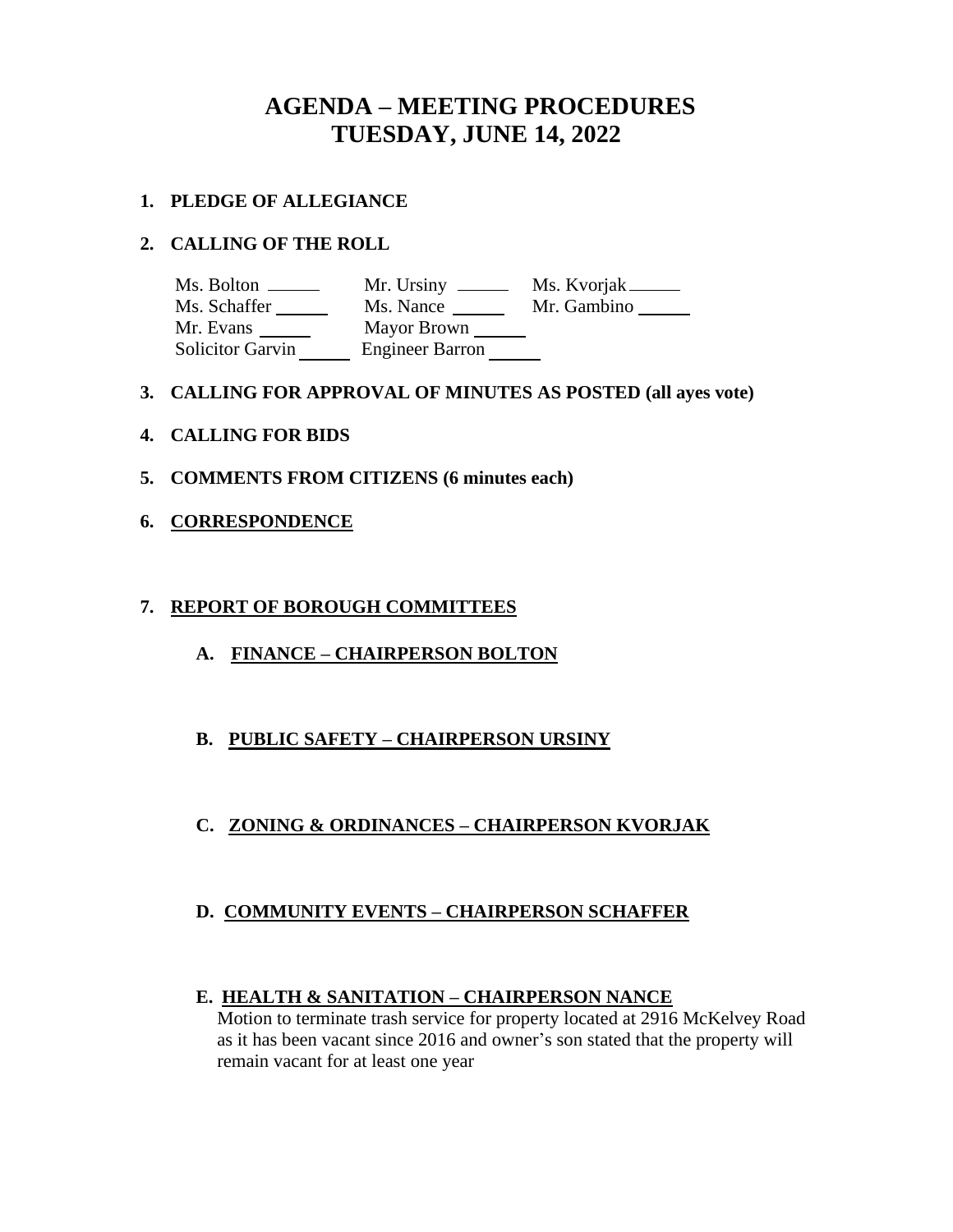# AGENDA – MEETING PROCEDURES
# TUESDAY, JUNE 14, 2022

**1. PLEDGE OF ALLEGIANCE**

**2. CALLING OF THE ROLL**

| | | |
|---|---|---|
| Ms. Bolton ______ | Mr. Ursiny ______ | Ms. Kvorjak ______ |
| Ms. Schaffer ______ | Ms. Nance ______ | Mr. Gambino ______ |
| Mr. Evans ______ | Mayor Brown ______ | |
| Solicitor Garvin ______ | Engineer Barron ______ | |

**3. CALLING FOR APPROVAL OF MINUTES AS POSTED (all ayes vote)**

**4. CALLING FOR BIDS**

**5. COMMENTS FROM CITIZENS (6 minutes each)**

**6. CORRESPONDENCE**

**7. REPORT OF BOROUGH COMMITTEES**

**A. FINANCE – CHAIRPERSON BOLTON**

**B. PUBLIC SAFETY – CHAIRPERSON URSINY**

**C. ZONING & ORDINANCES – CHAIRPERSON KVORJAK**

**D. COMMUNITY EVENTS – CHAIRPERSON SCHAFFER**

**E. HEALTH & SANITATION – CHAIRPERSON NANCE**

Motion to terminate trash service for property located at 2916 McKelvey Road as it has been vacant since 2016 and owner's son stated that the property will remain vacant for at least one year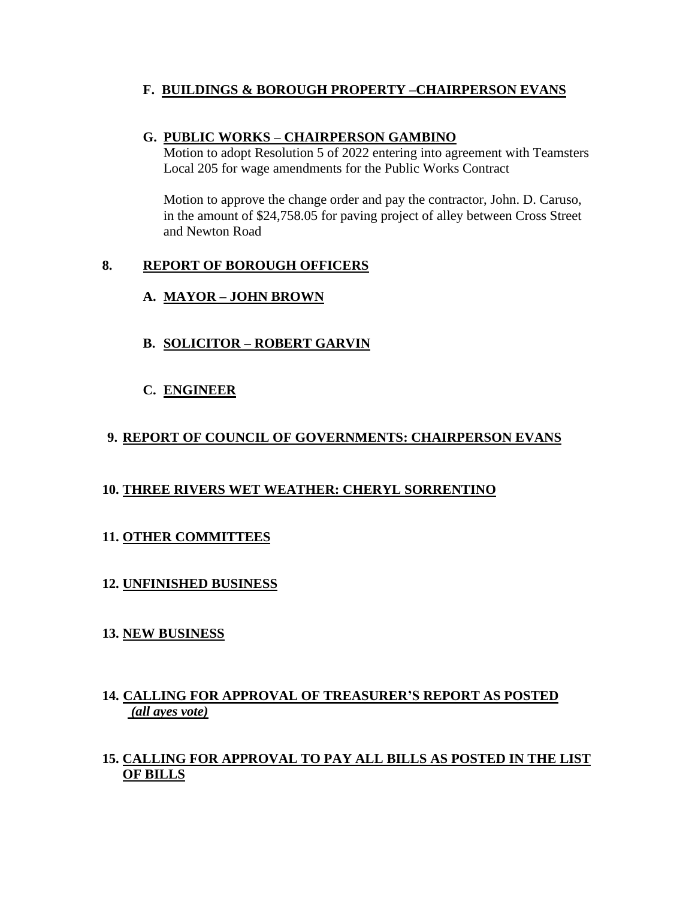**F. <u>BUILDINGS & BOROUGH PROPERTY –CHAIRPERSON EVANS</u>**

**G. <u>PUBLIC WORKS – CHAIRPERSON GAMBINO</u>**

Motion to adopt Resolution 5 of 2022 entering into agreement with Teamsters Local 205 for wage amendments for the Public Works Contract

Motion to approve the change order and pay the contractor, John. D. Caruso, in the amount of $24,758.05 for paving project of alley between Cross Street and Newton Road

**8. <u>REPORT OF BOROUGH OFFICERS</u>**

**A. <u>MAYOR – JOHN BROWN</u>**

**B. <u>SOLICITOR – ROBERT GARVIN</u>**

**C. <u>ENGINEER</u>**

**9. <u>REPORT OF COUNCIL OF GOVERNMENTS: CHAIRPERSON EVANS</u>**

**10. <u>THREE RIVERS WET WEATHER: CHERYL SORRENTINO</u>**

**11. <u>OTHER COMMITTEES</u>**

**12. <u>UNFINISHED BUSINESS</u>**

**13. <u>NEW BUSINESS</u>**

**14. <u>CALLING FOR APPROVAL OF TREASURER'S REPORT AS POSTED</u>**
***<u>(all ayes vote)</u>***

**15. <u>CALLING FOR APPROVAL TO PAY ALL BILLS AS POSTED IN THE LIST OF BILLS</u>**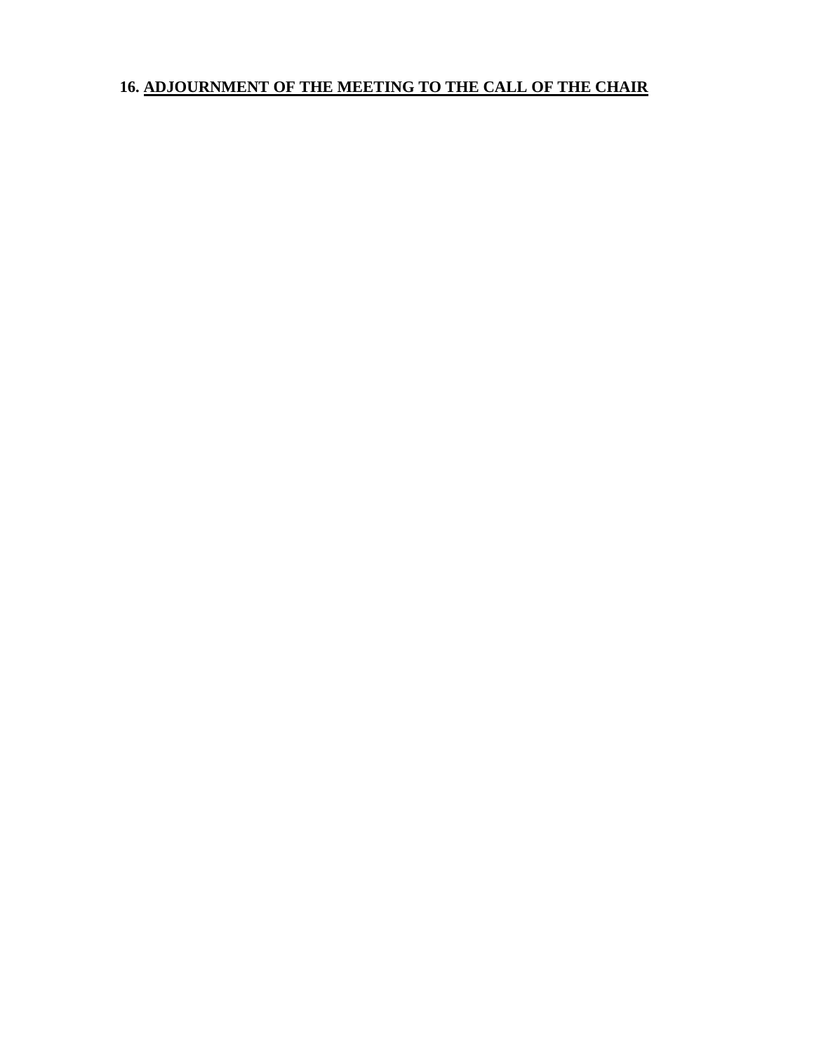16. **ADJOURNMENT OF THE MEETING TO THE CALL OF THE CHAIR**